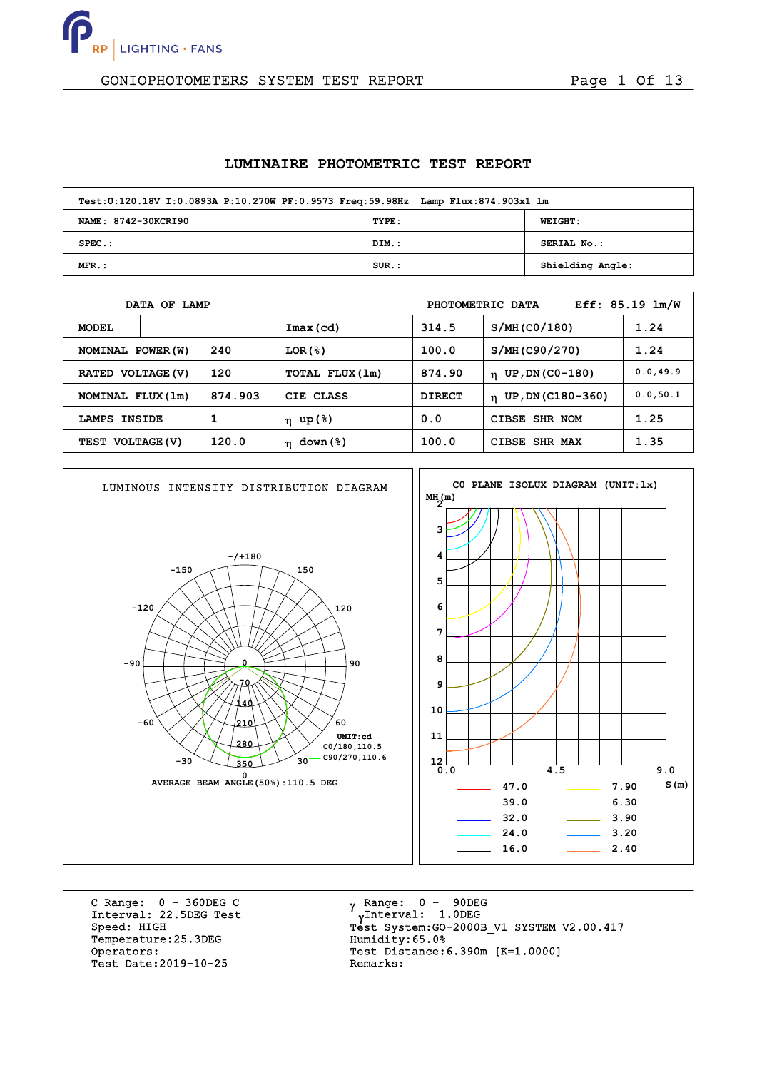RP | LIGHTING · FANS

GONIOPHOTOMETERS SYSTEM TEST REPORT

# LUMINAIRE PHOTOMETRIC TEST REPORT

| Test:U:120.18V I:0.0893A P:10.270W PF:0.9573 Freq:59.98Hz Lamp Flux:874.903x1 lm | | |
|---|---|---|
| NAME: 8742-30KCRI90 | TYPE: | WEIGHT: |
| SPEC.: | DIM.: | SERIAL No.: |
| MFR.: | SUR.: | Shielding Angle: |

| DATA OF LAMP | | PHOTOMETRIC DATA | | Eff: 85.19 lm/W | |
|---|---|---|---|---|---|
| MODEL | | Imax(cd) | 314.5 | S/MH(C0/180) | 1.24 |
| NOMINAL POWER(W) | 240 | LOR(%) | 100.0 | S/MH(C90/270) | 1.24 |
| RATED VOLTAGE(V) | 120 | TOTAL FLUX(lm) | 874.90 | η UP,DN(C0-180) | 0.0,49.9 |
| NOMINAL FLUX(lm) | 874.903 | CIE CLASS | DIRECT | η UP,DN(C180-360) | 0.0,50.1 |
| LAMPS INSIDE | 1 | η up(%) | 0.0 | CIBSE SHR NOM | 1.25 |
| TEST VOLTAGE(V) | 120.0 | η down(%) | 100.0 | CIBSE SHR MAX | 1.35 |

LUMINOUS INTENSITY DISTRIBUTION DIAGRAM

-/+180
-150
150
-120
120
-90
90
-60
60
-30
30
0
70
140
210
280
350
UNIT:cd
C0/180,110.5
C90/270,110.6

AVERAGE BEAM ANGLE(50%):110.5 DEG

C0 PLANE ISOLUX DIAGRAM (UNIT:lx)

MH(m)
2
3
4
5
6
7
8
9
10
11
12
0.0
4.5
9.0
S(m)

47.0
39.0
32.0
24.0
16.0
7.90
6.30
3.90
3.20
2.40

C Range: 0 - 360DEG C
Interval: 22.5DEG Test
Speed: HIGH
Temperature:25.3DEG
Operators:
Test Date:2019-10-25

γ Range: 0 - 90DEG
γ Interval: 1.0DEG
Test System:GO-2000B_V1 SYSTEM V2.00.417
Humidity:65.0%
Test Distance:6.390m [K=1.0000]
Remarks: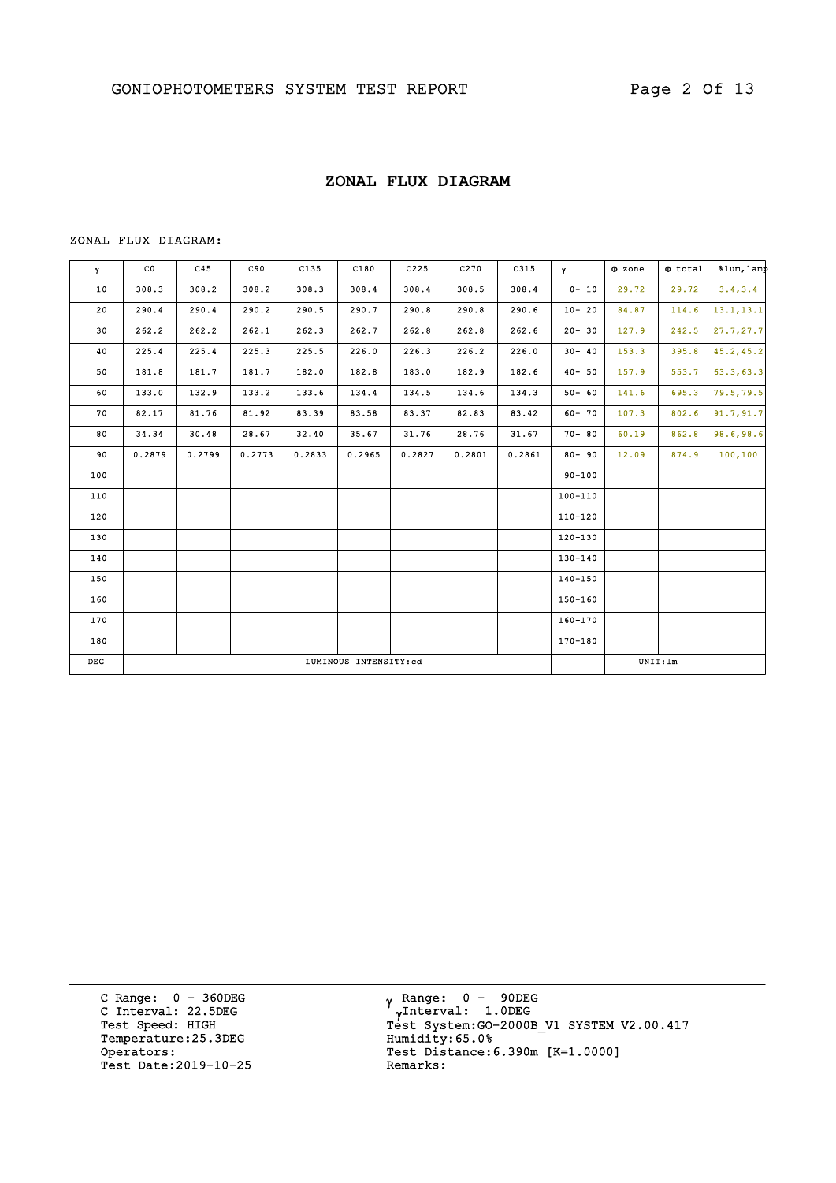## ZONAL FLUX DIAGRAM

ZONAL FLUX DIAGRAM:

| γ | C0 | C45 | C90 | C135 | C180 | C225 | C270 | C315 | γ | Φ zone | Φ total | %lum,lamp |
|---|---|---|---|---|---|---|---|---|---|---|---|---|
| 10 | 308.3 | 308.2 | 308.2 | 308.3 | 308.4 | 308.4 | 308.5 | 308.4 | 0- 10 | 29.72 | 29.72 | 3.4,3.4 |
| 20 | 290.4 | 290.4 | 290.2 | 290.5 | 290.7 | 290.8 | 290.8 | 290.6 | 10- 20 | 84.87 | 114.6 | 13.1,13.1 |
| 30 | 262.2 | 262.2 | 262.1 | 262.3 | 262.7 | 262.8 | 262.8 | 262.6 | 20- 30 | 127.9 | 242.5 | 27.7,27.7 |
| 40 | 225.4 | 225.4 | 225.3 | 225.5 | 226.0 | 226.3 | 226.2 | 226.0 | 30- 40 | 153.3 | 395.8 | 45.2,45.2 |
| 50 | 181.8 | 181.7 | 181.7 | 182.0 | 182.8 | 183.0 | 182.9 | 182.6 | 40- 50 | 157.9 | 553.7 | 63.3,63.3 |
| 60 | 133.0 | 132.9 | 133.2 | 133.6 | 134.4 | 134.5 | 134.6 | 134.3 | 50- 60 | 141.6 | 695.3 | 79.5,79.5 |
| 70 | 82.17 | 81.76 | 81.92 | 83.39 | 83.58 | 83.37 | 82.83 | 83.42 | 60- 70 | 107.3 | 802.6 | 91.7,91.7 |
| 80 | 34.34 | 30.48 | 28.67 | 32.40 | 35.67 | 31.76 | 28.76 | 31.67 | 70- 80 | 60.19 | 862.8 | 98.6,98.6 |
| 90 | 0.2879 | 0.2799 | 0.2773 | 0.2833 | 0.2965 | 0.2827 | 0.2801 | 0.2861 | 80- 90 | 12.09 | 874.9 | 100,100 |
| 100 | | | | | | | | | 90-100 | | | |
| 110 | | | | | | | | | 100-110 | | | |
| 120 | | | | | | | | | 110-120 | | | |
| 130 | | | | | | | | | 120-130 | | | |
| 140 | | | | | | | | | 130-140 | | | |
| 150 | | | | | | | | | 140-150 | | | |
| 160 | | | | | | | | | 150-160 | | | |
| 170 | | | | | | | | | 160-170 | | | |
| 180 | | | | | | | | | 170-180 | | | |
| DEG | LUMINOUS INTENSITY:cd | | | | | | | | | UNIT:lm | | |

C Range: 0 - 360DEG
C Interval: 22.5DEG
Test Speed: HIGH
Temperature:25.3DEG
Operators:
Test Date:2019-10-25

γ Range: 0 - 90DEG
γ Interval: 1.0DEG
Test System:GO-2000B_V1 SYSTEM V2.00.417
Humidity:65.0%
Test Distance:6.390m [K=1.0000]
Remarks: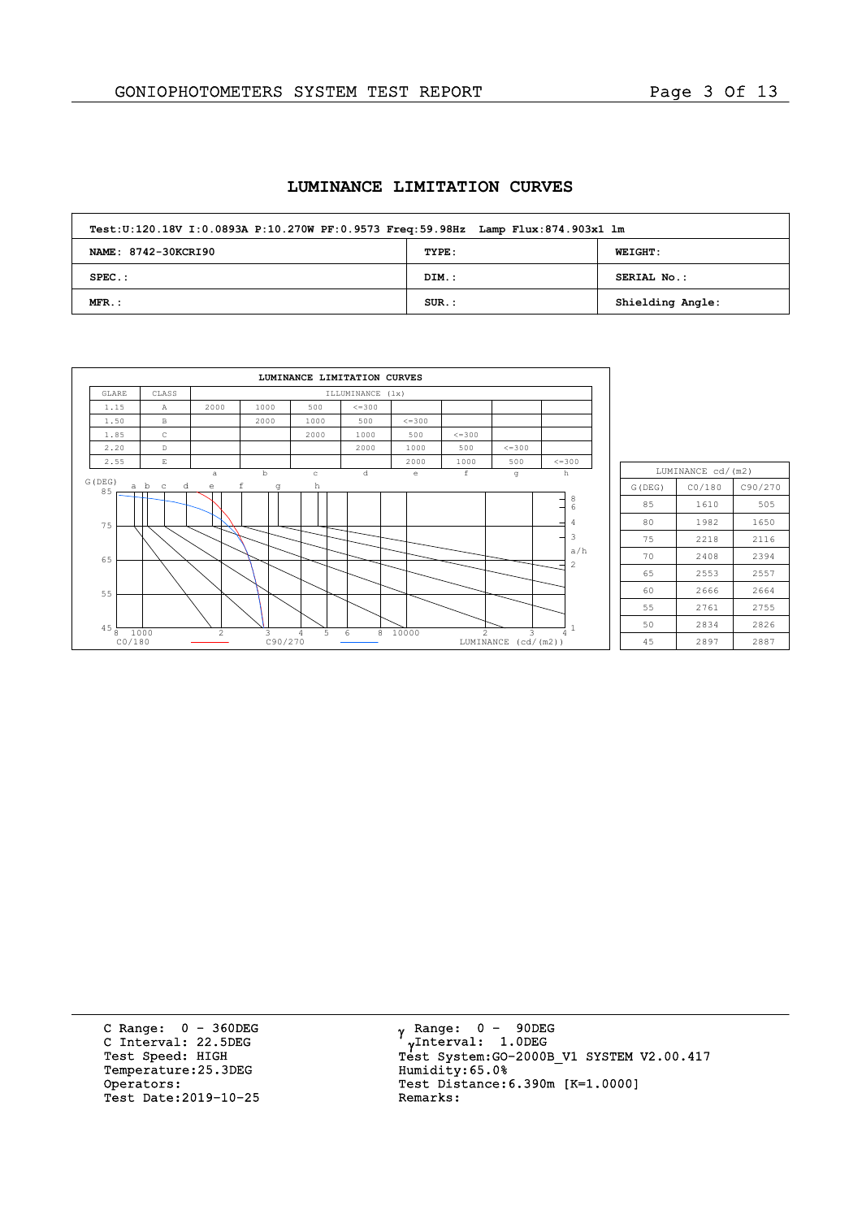# LUMINANCE LIMITATION CURVES

| Test:U:120.18V I:0.0893A P:10.270W PF:0.9573 Freq:59.98Hz Lamp Flux:874.903x1 lm | | |
|---|---|---|
| **NAME: 8742-30KCRI90** | **TYPE:** | **WEIGHT:** |
| **SPEC.:** | **DIM.:** | **SERIAL No.:** |
| **MFR.:** | **SUR.:** | **Shielding Angle:** |

**LUMINANCE LIMITATION CURVES**

| GLARE | CLASS | ILLUMINANCE (lx) | | | | | | | |
|---|---|---|---|---|---|---|---|---|---|
| 1.15 | A | 2000 | 1000 | 500 | <=300 | | | | |
| 1.50 | B | | 2000 | 1000 | 500 | <=300 | | | |
| 1.85 | C | | | 2000 | 1000 | 500 | <=300 | | |
| 2.20 | D | | | | 2000 | 1000 | 500 | <=300 | |
| 2.55 | E | | | | | 2000 | 1000 | 500 | <=300 |
| | | a | b | c | d | e | f | g | h |

G(DEG)
a b c d e f g h
85
75
65
55
45
8 1000 2 3 4 5 6 8 10000 2 3 4
8 6 4 3 2 1
a/h
C0/180 C90/270 LUMINANCE (cd/(m2))

| LUMINANCE cd/(m2) | | |
|---|---|---|
| G(DEG) | C0/180 | C90/270 |
| 85 | 1610 | 505 |
| 80 | 1982 | 1650 |
| 75 | 2218 | 2116 |
| 70 | 2408 | 2394 |
| 65 | 2553 | 2557 |
| 60 | 2666 | 2664 |
| 55 | 2761 | 2755 |
| 50 | 2834 | 2826 |
| 45 | 2897 | 2887 |

C Range: 0 - 360DEG
C Interval: 22.5DEG
Test Speed: HIGH
Temperature:25.3DEG
Operators:
Test Date:2019-10-25

γ Range: 0 - 90DEG
γ Interval: 1.0DEG
Test System:GO-2000B_V1 SYSTEM V2.00.417
Humidity:65.0%
Test Distance:6.390m [K=1.0000]
Remarks: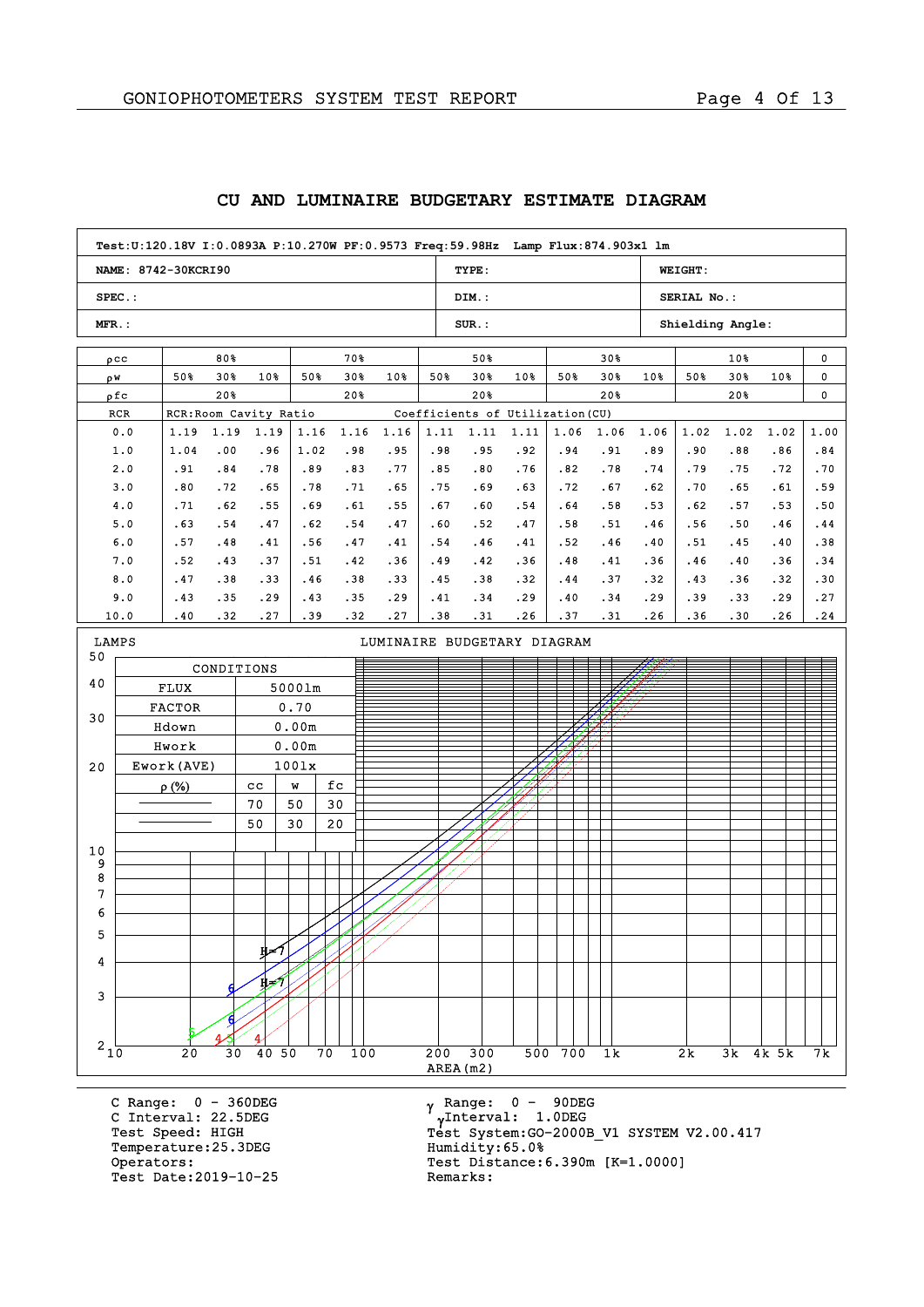## CU AND LUMINAIRE BUDGETARY ESTIMATE DIAGRAM

| Test:U:120.18V I:0.0893A P:10.270W PF:0.9573 Freq:59.98Hz Lamp Flux:874.903x1 lm | | |
|---|---|---|
| NAME: 8742-30KCRI90 | TYPE: | WEIGHT: |
| SPEC.: | DIM.: | SERIAL No.: |
| MFR.: | SUR.: | Shielding Angle: |

| ρcc | 80% | | | 70% | | | 50% | | | 30% | | | 10% | | | 0 |
|---|---|---|---|---|---|---|---|---|---|---|---|---|---|---|---|---|
| ρw | 50% | 30% | 10% | 50% | 30% | 10% | 50% | 30% | 10% | 50% | 30% | 10% | 50% | 30% | 10% | 0 |
| ρfc | 20% | | | 20% | | | 20% | | | 20% | | | 20% | | | 0 |
| RCR | RCR:Room Cavity Ratio | | | | | | Coefficients of Utilization(CU) | | | | | | | | | |
| 0.0 | 1.19 | 1.19 | 1.19 | 1.16 | 1.16 | 1.16 | 1.11 | 1.11 | 1.11 | 1.06 | 1.06 | 1.06 | 1.02 | 1.02 | 1.02 | 1.00 |
| 1.0 | 1.04 | .00 | .96 | 1.02 | .98 | .95 | .98 | .95 | .92 | .94 | .91 | .89 | .90 | .88 | .86 | .84 |
| 2.0 | .91 | .84 | .78 | .89 | .83 | .77 | .85 | .80 | .76 | .82 | .78 | .74 | .79 | .75 | .72 | .70 |
| 3.0 | .80 | .72 | .65 | .78 | .71 | .65 | .75 | .69 | .63 | .72 | .67 | .62 | .70 | .65 | .61 | .59 |
| 4.0 | .71 | .62 | .55 | .69 | .61 | .55 | .67 | .60 | .54 | .64 | .58 | .53 | .62 | .57 | .53 | .50 |
| 5.0 | .63 | .54 | .47 | .62 | .54 | .47 | .60 | .52 | .47 | .58 | .51 | .46 | .56 | .50 | .46 | .44 |
| 6.0 | .57 | .48 | .41 | .56 | .47 | .41 | .54 | .46 | .41 | .52 | .46 | .40 | .51 | .45 | .40 | .38 |
| 7.0 | .52 | .43 | .37 | .51 | .42 | .36 | .49 | .42 | .36 | .48 | .41 | .36 | .46 | .40 | .36 | .34 |
| 8.0 | .47 | .38 | .33 | .46 | .38 | .33 | .45 | .38 | .32 | .44 | .37 | .32 | .43 | .36 | .32 | .30 |
| 9.0 | .43 | .35 | .29 | .43 | .35 | .29 | .41 | .34 | .29 | .40 | .34 | .29 | .39 | .33 | .29 | .27 |
| 10.0 | .40 | .32 | .27 | .39 | .32 | .27 | .38 | .31 | .26 | .37 | .31 | .26 | .36 | .30 | .26 | .24 |

LAMPS

LUMINAIRE BUDGETARY DIAGRAM

| CONDITIONS | | | |
|---|---|---|---|
| FLUX | 5000lm | | |
| FACTOR | 0.70 | | |
| Hdown | 0.00m | | |
| Hwork | 0.00m | | |
| Ework(AVE) | 100lx | | |
| ρ(%) | cc | w | fc |
| | 70 | 50 | 30 |
| | 50 | 30 | 20 |

50 40 30 20 10 9 8 7 6 5 4 3 2

H=7 H=7 6 6 5 4 5 4

10 20 30 40 50 70 100 200 300 500 700 1k 2k 3k 4k 5k 7k

AREA(m2)

C Range: 0 - 360DEG
C Interval: 22.5DEG
Test Speed: HIGH
Temperature:25.3DEG
Operators:
Test Date:2019-10-25

γ Range: 0 - 90DEG
γ Interval: 1.0DEG
Test System:GO-2000B_V1 SYSTEM V2.00.417
Humidity:65.0%
Test Distance:6.390m [K=1.0000]
Remarks: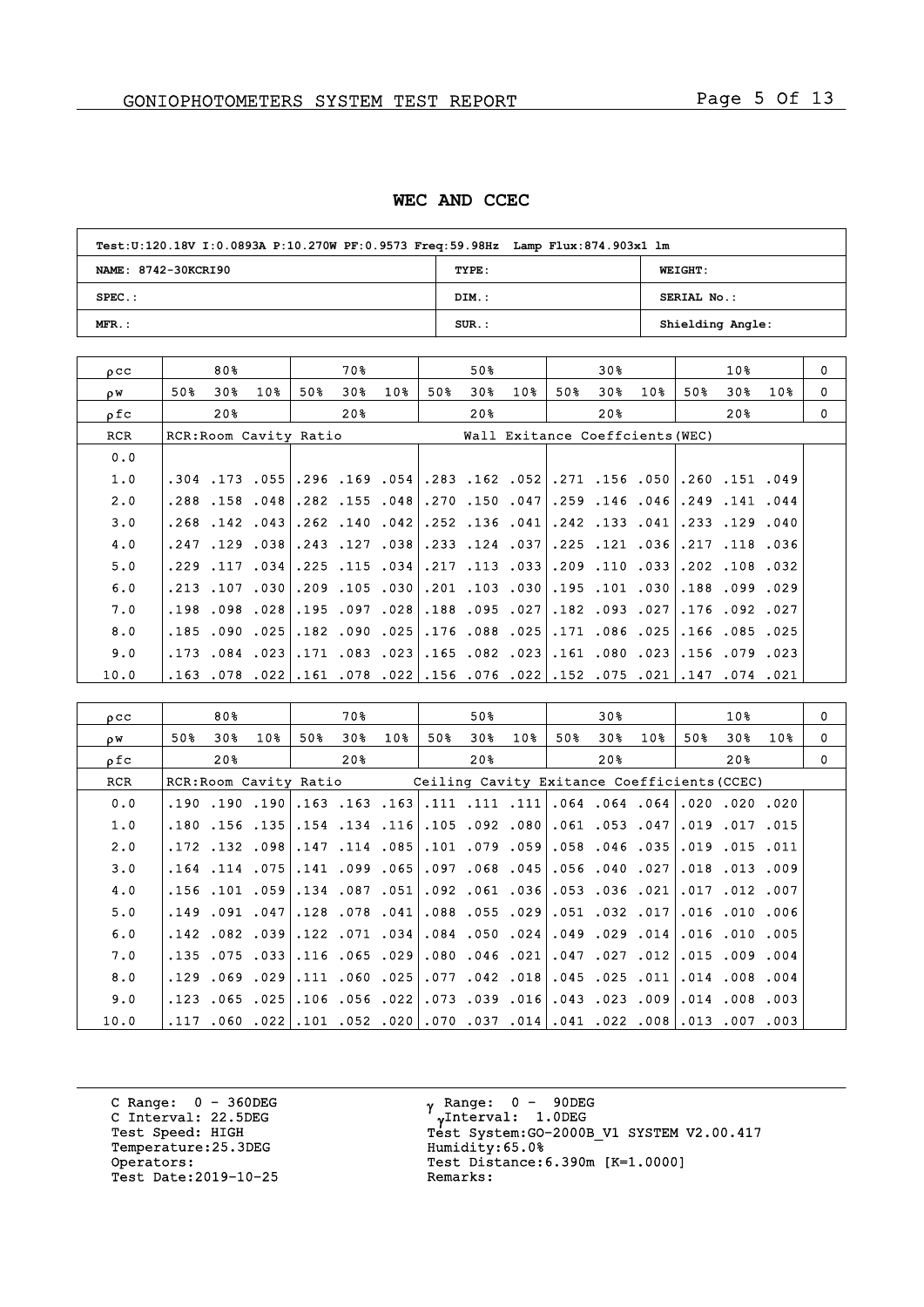## WEC AND CCEC

| Test:U:120.18V I:0.0893A P:10.270W PF:0.9573 Freq:59.98Hz Lamp Flux:874.903x1 lm | | |
|---|---|---|
| NAME: 8742-30KCRI90 | TYPE: | WEIGHT: |
| SPEC.: | DIM.: | SERIAL No.: |
| MFR.: | SUR.: | Shielding Angle: |

| ρcc | 80% | | | 70% | | | 50% | | | 30% | | | 10% | | | 0 |
|---|---|---|---|---|---|---|---|---|---|---|---|---|---|---|---|---|
| ρw | 50% | 30% | 10% | 50% | 30% | 10% | 50% | 30% | 10% | 50% | 30% | 10% | 50% | 30% | 10% | 0 |
| ρfc | 20% | | | 20% | | | 20% | | | 20% | | | 20% | | | 0 |
| RCR | RCR:Room Cavity Ratio | | | | | | Wall Exitance Coeffcients(WEC) | | | | | | | | | |
| 0.0 | | | | | | | | | | | | | | | | |
| 1.0 | .304 | .173 | .055 | .296 | .169 | .054 | .283 | .162 | .052 | .271 | .156 | .050 | .260 | .151 | .049 | |
| 2.0 | .288 | .158 | .048 | .282 | .155 | .048 | .270 | .150 | .047 | .259 | .146 | .046 | .249 | .141 | .044 | |
| 3.0 | .268 | .142 | .043 | .262 | .140 | .042 | .252 | .136 | .041 | .242 | .133 | .041 | .233 | .129 | .040 | |
| 4.0 | .247 | .129 | .038 | .243 | .127 | .038 | .233 | .124 | .037 | .225 | .121 | .036 | .217 | .118 | .036 | |
| 5.0 | .229 | .117 | .034 | .225 | .115 | .034 | .217 | .113 | .033 | .209 | .110 | .033 | .202 | .108 | .032 | |
| 6.0 | .213 | .107 | .030 | .209 | .105 | .030 | .201 | .103 | .030 | .195 | .101 | .030 | .188 | .099 | .029 | |
| 7.0 | .198 | .098 | .028 | .195 | .097 | .028 | .188 | .095 | .027 | .182 | .093 | .027 | .176 | .092 | .027 | |
| 8.0 | .185 | .090 | .025 | .182 | .090 | .025 | .176 | .088 | .025 | .171 | .086 | .025 | .166 | .085 | .025 | |
| 9.0 | .173 | .084 | .023 | .171 | .083 | .023 | .165 | .082 | .023 | .161 | .080 | .023 | .156 | .079 | .023 | |
| 10.0 | .163 | .078 | .022 | .161 | .078 | .022 | .156 | .076 | .022 | .152 | .075 | .021 | .147 | .074 | .021 | |

| ρcc | 80% | | | 70% | | | 50% | | | 30% | | | 10% | | | 0 |
|---|---|---|---|---|---|---|---|---|---|---|---|---|---|---|---|---|
| ρw | 50% | 30% | 10% | 50% | 30% | 10% | 50% | 30% | 10% | 50% | 30% | 10% | 50% | 30% | 10% | 0 |
| ρfc | 20% | | | 20% | | | 20% | | | 20% | | | 20% | | | 0 |
| RCR | RCR:Room Cavity Ratio | | | | | Ceiling Cavity Exitance Coefficients(CCEC) | | | | | | | | | | |
| 0.0 | .190 | .190 | .190 | .163 | .163 | .163 | .111 | .111 | .111 | .064 | .064 | .064 | .020 | .020 | .020 | |
| 1.0 | .180 | .156 | .135 | .154 | .134 | .116 | .105 | .092 | .080 | .061 | .053 | .047 | .019 | .017 | .015 | |
| 2.0 | .172 | .132 | .098 | .147 | .114 | .085 | .101 | .079 | .059 | .058 | .046 | .035 | .019 | .015 | .011 | |
| 3.0 | .164 | .114 | .075 | .141 | .099 | .065 | .097 | .068 | .045 | .056 | .040 | .027 | .018 | .013 | .009 | |
| 4.0 | .156 | .101 | .059 | .134 | .087 | .051 | .092 | .061 | .036 | .053 | .036 | .021 | .017 | .012 | .007 | |
| 5.0 | .149 | .091 | .047 | .128 | .078 | .041 | .088 | .055 | .029 | .051 | .032 | .017 | .016 | .010 | .006 | |
| 6.0 | .142 | .082 | .039 | .122 | .071 | .034 | .084 | .050 | .024 | .049 | .029 | .014 | .016 | .010 | .005 | |
| 7.0 | .135 | .075 | .033 | .116 | .065 | .029 | .080 | .046 | .021 | .047 | .027 | .012 | .015 | .009 | .004 | |
| 8.0 | .129 | .069 | .029 | .111 | .060 | .025 | .077 | .042 | .018 | .045 | .025 | .011 | .014 | .008 | .004 | |
| 9.0 | .123 | .065 | .025 | .106 | .056 | .022 | .073 | .039 | .016 | .043 | .023 | .009 | .014 | .008 | .003 | |
| 10.0 | .117 | .060 | .022 | .101 | .052 | .020 | .070 | .037 | .014 | .041 | .022 | .008 | .013 | .007 | .003 | |

C Range: 0 - 360DEG
C Interval: 22.5DEG
Test Speed: HIGH
Temperature:25.3DEG
Operators:
Test Date:2019-10-25

γ Range: 0 - 90DEG
γ Interval: 1.0DEG
Test System:GO-2000B_V1 SYSTEM V2.00.417
Humidity:65.0%
Test Distance:6.390m [K=1.0000]
Remarks: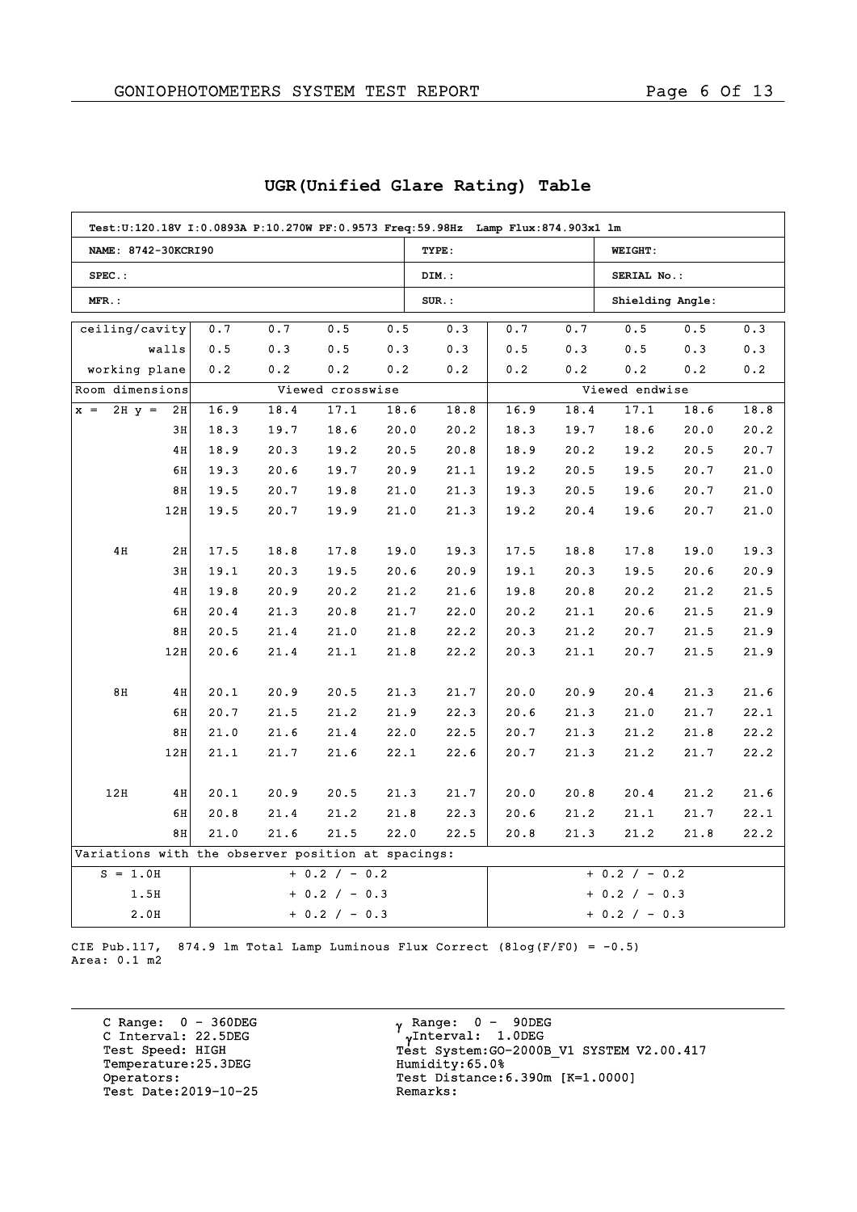## UGR(Unified Glare Rating) Table

| Test:U:120.18V I:0.0893A P:10.270W PF:0.9573 Freq:59.98Hz Lamp Flux:874.903x1 lm | | |
|---|---|---|
| NAME: 8742-30KCRI90 | TYPE: | WEIGHT: |
| SPEC.: | DIM.: | SERIAL No.: |
| MFR.: | SUR.: | Shielding Angle: |

| ceiling/cavity | | 0.7 | 0.7 | 0.5 | 0.5 | 0.3 | 0.7 | 0.7 | 0.5 | 0.5 | 0.3 |
|---|---|---|---|---|---|---|---|---|---|---|---|
| walls | | 0.5 | 0.3 | 0.5 | 0.3 | 0.3 | 0.5 | 0.3 | 0.5 | 0.3 | 0.3 |
| working plane | | 0.2 | 0.2 | 0.2 | 0.2 | 0.2 | 0.2 | 0.2 | 0.2 | 0.2 | 0.2 |
| Room dimensions | | Viewed crosswise | | | | | Viewed endwise | | | | |
| x = 2H | y = 2H | 16.9 | 18.4 | 17.1 | 18.6 | 18.8 | 16.9 | 18.4 | 17.1 | 18.6 | 18.8 |
| | 3H | 18.3 | 19.7 | 18.6 | 20.0 | 20.2 | 18.3 | 19.7 | 18.6 | 20.0 | 20.2 |
| | 4H | 18.9 | 20.3 | 19.2 | 20.5 | 20.8 | 18.9 | 20.2 | 19.2 | 20.5 | 20.7 |
| | 6H | 19.3 | 20.6 | 19.7 | 20.9 | 21.1 | 19.2 | 20.5 | 19.5 | 20.7 | 21.0 |
| | 8H | 19.5 | 20.7 | 19.8 | 21.0 | 21.3 | 19.3 | 20.5 | 19.6 | 20.7 | 21.0 |
| | 12H | 19.5 | 20.7 | 19.9 | 21.0 | 21.3 | 19.2 | 20.4 | 19.6 | 20.7 | 21.0 |
| 4H | 2H | 17.5 | 18.8 | 17.8 | 19.0 | 19.3 | 17.5 | 18.8 | 17.8 | 19.0 | 19.3 |
| | 3H | 19.1 | 20.3 | 19.5 | 20.6 | 20.9 | 19.1 | 20.3 | 19.5 | 20.6 | 20.9 |
| | 4H | 19.8 | 20.9 | 20.2 | 21.2 | 21.6 | 19.8 | 20.8 | 20.2 | 21.2 | 21.5 |
| | 6H | 20.4 | 21.3 | 20.8 | 21.7 | 22.0 | 20.2 | 21.1 | 20.6 | 21.5 | 21.9 |
| | 8H | 20.5 | 21.4 | 21.0 | 21.8 | 22.2 | 20.3 | 21.2 | 20.7 | 21.5 | 21.9 |
| | 12H | 20.6 | 21.4 | 21.1 | 21.8 | 22.2 | 20.3 | 21.1 | 20.7 | 21.5 | 21.9 |
| 8H | 4H | 20.1 | 20.9 | 20.5 | 21.3 | 21.7 | 20.0 | 20.9 | 20.4 | 21.3 | 21.6 |
| | 6H | 20.7 | 21.5 | 21.2 | 21.9 | 22.3 | 20.6 | 21.3 | 21.0 | 21.7 | 22.1 |
| | 8H | 21.0 | 21.6 | 21.4 | 22.0 | 22.5 | 20.7 | 21.3 | 21.2 | 21.8 | 22.2 |
| | 12H | 21.1 | 21.7 | 21.6 | 22.1 | 22.6 | 20.7 | 21.3 | 21.2 | 21.7 | 22.2 |
| 12H | 4H | 20.1 | 20.9 | 20.5 | 21.3 | 21.7 | 20.0 | 20.8 | 20.4 | 21.2 | 21.6 |
| | 6H | 20.8 | 21.4 | 21.2 | 21.8 | 22.3 | 20.6 | 21.2 | 21.1 | 21.7 | 22.1 |
| | 8H | 21.0 | 21.6 | 21.5 | 22.0 | 22.5 | 20.8 | 21.3 | 21.2 | 21.8 | 22.2 |
| Variations with the observer position at spacings: | | | | | | | | | | | |
| S = 1.0H | | + 0.2 / - 0.2 | | | | | + 0.2 / - 0.2 | | | | |
| 1.5H | | + 0.2 / - 0.3 | | | | | + 0.2 / - 0.3 | | | | |
| 2.0H | | + 0.2 / - 0.3 | | | | | + 0.2 / - 0.3 | | | | |

CIE Pub.117, 874.9 lm Total Lamp Luminous Flux Correct (8log(F/F0) = -0.5)
Area: 0.1 m2

C Range: 0 - 360DEG
C Interval: 22.5DEG
Test Speed: HIGH
Temperature:25.3DEG
Operators:
Test Date:2019-10-25

γ Range: 0 - 90DEG
γ Interval: 1.0DEG
Test System:GO-2000B_V1 SYSTEM V2.00.417
Humidity:65.0%
Test Distance:6.390m [K=1.0000]
Remarks: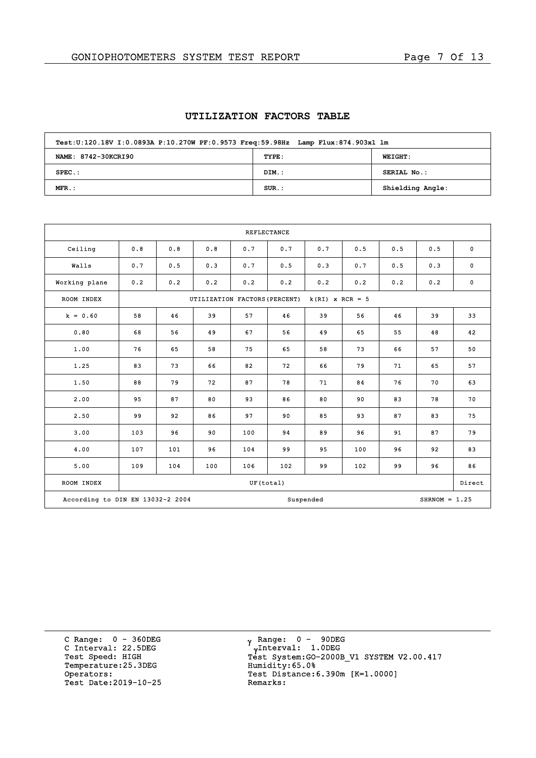## UTILIZATION FACTORS TABLE

| Test:U:120.18V I:0.0893A P:10.270W PF:0.9573 Freq:59.98Hz Lamp Flux:874.903x1 lm | | |
|---|---|---|
| NAME: 8742-30KCRI90 | TYPE: | WEIGHT: |
| SPEC.: | DIM.: | SERIAL No.: |
| MFR.: | SUR.: | Shielding Angle: |

| REFLECTANCE | | | | | | | | | | |
|---|---|---|---|---|---|---|---|---|---|---|
| Ceiling | 0.8 | 0.8 | 0.8 | 0.7 | 0.7 | 0.7 | 0.5 | 0.5 | 0.5 | 0 |
| Walls | 0.7 | 0.5 | 0.3 | 0.7 | 0.5 | 0.3 | 0.7 | 0.5 | 0.3 | 0 |
| Working plane | 0.2 | 0.2 | 0.2 | 0.2 | 0.2 | 0.2 | 0.2 | 0.2 | 0.2 | 0 |
| ROOM INDEX | UTILIZATION FACTORS(PERCENT) k(RI) x RCR = 5 | | | | | | | | | |
| k = 0.60 | 58 | 46 | 39 | 57 | 46 | 39 | 56 | 46 | 39 | 33 |
| 0.80 | 68 | 56 | 49 | 67 | 56 | 49 | 65 | 55 | 48 | 42 |
| 1.00 | 76 | 65 | 58 | 75 | 65 | 58 | 73 | 66 | 57 | 50 |
| 1.25 | 83 | 73 | 66 | 82 | 72 | 66 | 79 | 71 | 65 | 57 |
| 1.50 | 88 | 79 | 72 | 87 | 78 | 71 | 84 | 76 | 70 | 63 |
| 2.00 | 95 | 87 | 80 | 93 | 86 | 80 | 90 | 83 | 78 | 70 |
| 2.50 | 99 | 92 | 86 | 97 | 90 | 85 | 93 | 87 | 83 | 75 |
| 3.00 | 103 | 96 | 90 | 100 | 94 | 89 | 96 | 91 | 87 | 79 |
| 4.00 | 107 | 101 | 96 | 104 | 99 | 95 | 100 | 96 | 92 | 83 |
| 5.00 | 109 | 104 | 100 | 106 | 102 | 99 | 102 | 99 | 96 | 86 |
| ROOM INDEX | UF(total) | | | | | | | | | Direct |
| According to DIN EN 13032-2 2004 | | | | Suspended | | | | SHRNOM = 1.25 | | |

C Range: 0 - 360DEG
C Interval: 22.5DEG
Test Speed: HIGH
Temperature:25.3DEG
Operators:
Test Date:2019-10-25

γ Range: 0 - 90DEG
γ Interval: 1.0DEG
Test System:GO-2000B_V1 SYSTEM V2.00.417
Humidity:65.0%
Test Distance:6.390m [K=1.0000]
Remarks: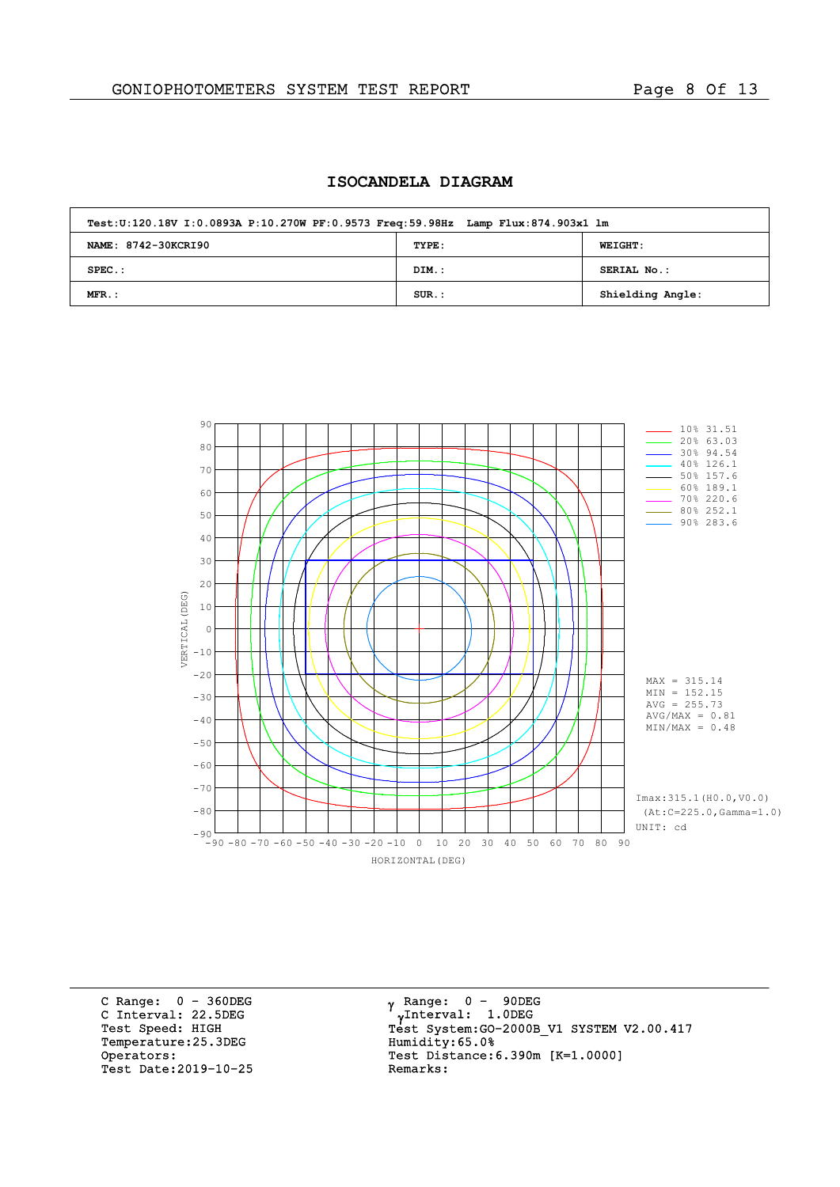## ISOCANDELA DIAGRAM

| | | |
|---|---|---|
| **Test:U:120.18V I:0.0893A P:10.270W PF:0.9573 Freq:59.98Hz Lamp Flux:874.903x1 lm** | | |
| **NAME: 8742-30KCRI90** | **TYPE:** | **WEIGHT:** |
| **SPEC.:** | **DIM.:** | **SERIAL No.:** |
| **MFR.:** | **SUR.:** | **Shielding Angle:** |

10% 31.51
20% 63.03
30% 94.54
40% 126.1
50% 157.6
60% 189.1
70% 220.6
80% 252.1
90% 283.6

MAX = 315.14
MIN = 152.15
AVG = 255.73
AVG/MAX = 0.81
MIN/MAX = 0.48

Imax:315.1(H0.0,V0.0)
(At:C=225.0,Gamma=1.0)
UNIT: cd

VERTICAL(DEG)
90 80 70 60 50 40 30 20 10 0 -10 -20 -30 -40 -50 -60 -70 -80 -90

HORIZONTAL(DEG)
-90 -80 -70 -60 -50 -40 -30 -20 -10 0 10 20 30 40 50 60 70 80 90

C Range: 0 - 360DEG
C Interval: 22.5DEG
Test Speed: HIGH
Temperature:25.3DEG
Operators:
Test Date:2019-10-25

$\gamma$ Range: 0 - 90DEG
$\gamma$ Interval: 1.0DEG
Test System:GO-2000B_V1 SYSTEM V2.00.417
Humidity:65.0%
Test Distance:6.390m [K=1.0000]
Remarks: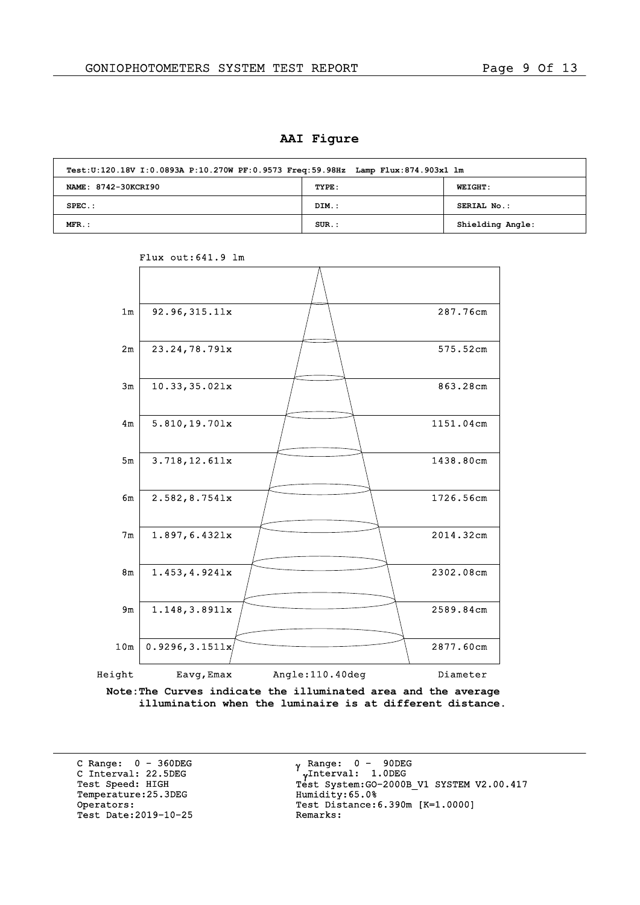## AAI Figure

| | | |
|---|---|---|
| Test:U:120.18V I:0.0893A P:10.270W PF:0.9573 Freq:59.98Hz Lamp Flux:874.903x1 lm | | |
| NAME: 8742-30KCRI90 | TYPE: | WEIGHT: |
| SPEC.: | DIM.: | SERIAL No.: |
| MFR.: | SUR.: | Shielding Angle: |

Flux out:641.9 lm

1m 92.96,315.1lx 287.76cm

2m 23.24,78.79lx 575.52cm

3m 10.33,35.02lx 863.28cm

4m 5.810,19.70lx 1151.04cm

5m 3.718,12.61lx 1438.80cm

6m 2.582,8.754lx 1726.56cm

7m 1.897,6.432lx 2014.32cm

8m 1.453,4.924lx 2302.08cm

9m 1.148,3.891lx 2589.84cm

10m 0.9296,3.151lx 2877.60cm

Height Eavg,Emax Angle:110.40deg Diameter

**Note:The Curves indicate the illuminated area and the average illumination when the luminaire is at different distance.**

C Range: 0 - 360DEG
C Interval: 22.5DEG
Test Speed: HIGH
Temperature:25.3DEG
Operators:
Test Date:2019-10-25

γ Range: 0 - 90DEG
γ Interval: 1.0DEG
Test System:GO-2000B_V1 SYSTEM V2.00.417
Humidity:65.0%
Test Distance:6.390m [K=1.0000]
Remarks: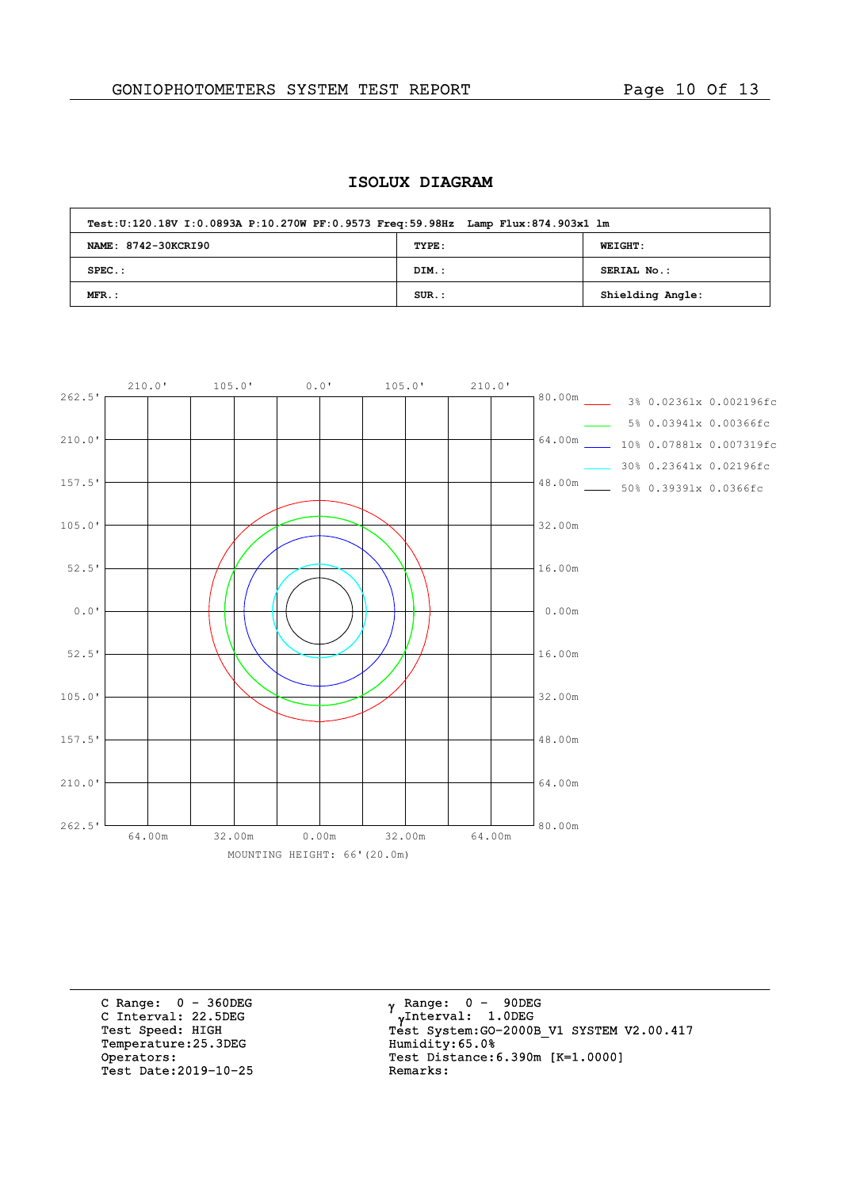# ISOLUX DIAGRAM

| | | |
|---|---|---|
| Test:U:120.18V I:0.0893A P:10.270W PF:0.9573 Freq:59.98Hz Lamp Flux:874.903x1 lm | | |
| NAME: 8742-30KCRI90 | TYPE: | WEIGHT: |
| SPEC.: | DIM.: | SERIAL No.: |
| MFR.: | SUR.: | Shielding Angle: |

210.0' 105.0' 0.0' 105.0' 210.0'

262.5' 210.0' 157.5' 105.0' 52.5' 0.0' 52.5' 105.0' 157.5' 210.0' 262.5'

80.00m 64.00m 48.00m 32.00m 16.00m 0.00m 16.00m 32.00m 48.00m 64.00m 80.00m

64.00m 32.00m 0.00m 32.00m 64.00m

MOUNTING HEIGHT: 66'(20.0m)

3% 0.0236lx 0.002196fc
5% 0.0394lx 0.00366fc
10% 0.0788lx 0.007319fc
30% 0.2364lx 0.02196fc
50% 0.3939lx 0.0366fc

C Range: 0 - 360DEG
C Interval: 22.5DEG
Test Speed: HIGH
Temperature:25.3DEG
Operators:
Test Date:2019-10-25

γ Range: 0 - 90DEG
γ Interval: 1.0DEG
Test System:GO-2000B_V1 SYSTEM V2.00.417
Humidity:65.0%
Test Distance:6.390m [K=1.0000]
Remarks: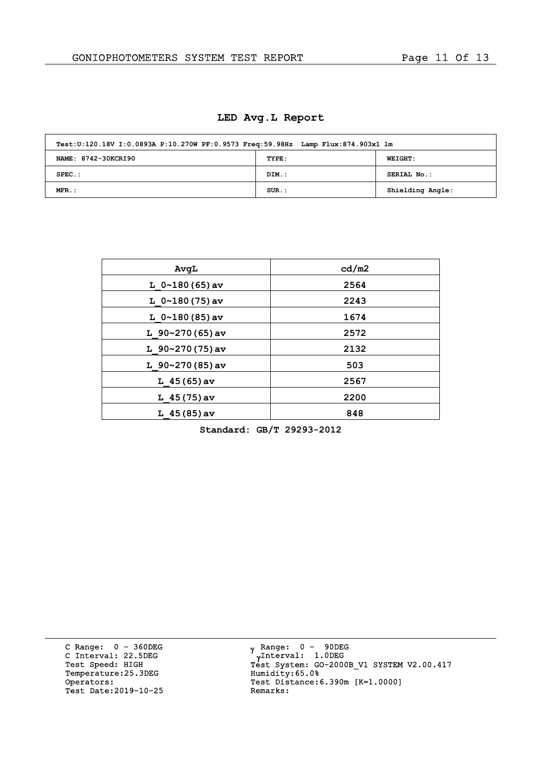## LED Avg.L Report

| Test:U:120.18V I:0.0893A P:10.270W PF:0.9573 Freq:59.98Hz Lamp Flux:874.903x1 lm | | |
|---|---|---|
| NAME: 8742-30KCRI90 | TYPE: | WEIGHT: |
| SPEC.: | DIM.: | SERIAL No.: |
| MFR.: | SUR.: | Shielding Angle: |

| AvgL | cd/m2 |
|---|---|
| L_0~180(65)av | 2564 |
| L_0~180(75)av | 2243 |
| L_0~180(85)av | 1674 |
| L_90~270(65)av | 2572 |
| L_90~270(75)av | 2132 |
| L_90~270(85)av | 503 |
| L_45(65)av | 2567 |
| L_45(75)av | 2200 |
| L_45(85)av | 848 |

**Standard: GB/T 29293-2012**

C Range: 0 - 360DEG
C Interval: 22.5DEG
Test Speed: HIGH
Temperature:25.3DEG
Operators:
Test Date:2019-10-25

γ Range: 0 - 90DEG
γ Interval: 1.0DEG
Test System: GO-2000B_V1 SYSTEM V2.00.417
Humidity:65.0%
Test Distance:6.390m [K=1.0000]
Remarks: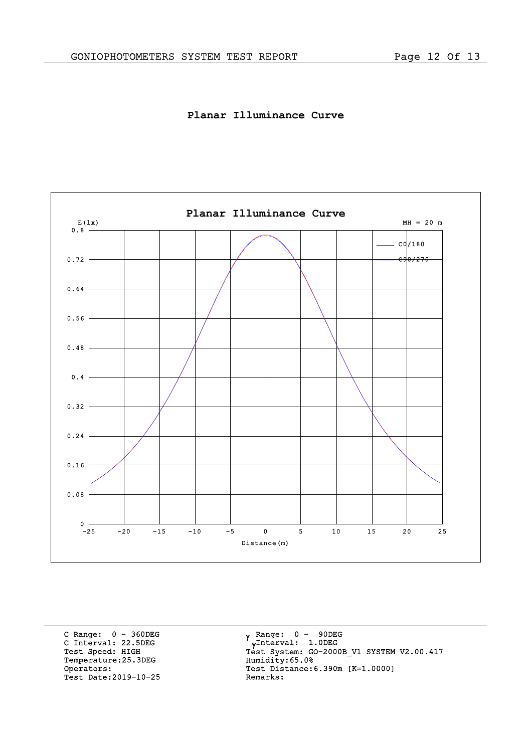# Planar Illuminance Curve

Planar Illuminance Curve

E(lx)

MH = 20 m

C0/180

C90/270

0.8
0.72
0.64
0.56
0.48
0.4
0.32
0.24
0.16
0.08
0

-25 -20 -15 -10 -5 0 5 10 15 20 25

Distance(m)

C Range: 0 - 360DEG
C Interval: 22.5DEG
Test Speed: HIGH
Temperature:25.3DEG
Operators:
Test Date:2019-10-25

γ Range: 0 - 90DEG
γ Interval: 1.0DEG
Test System: GO-2000B_V1 SYSTEM V2.00.417
Humidity:65.0%
Test Distance:6.390m [K=1.0000]
Remarks: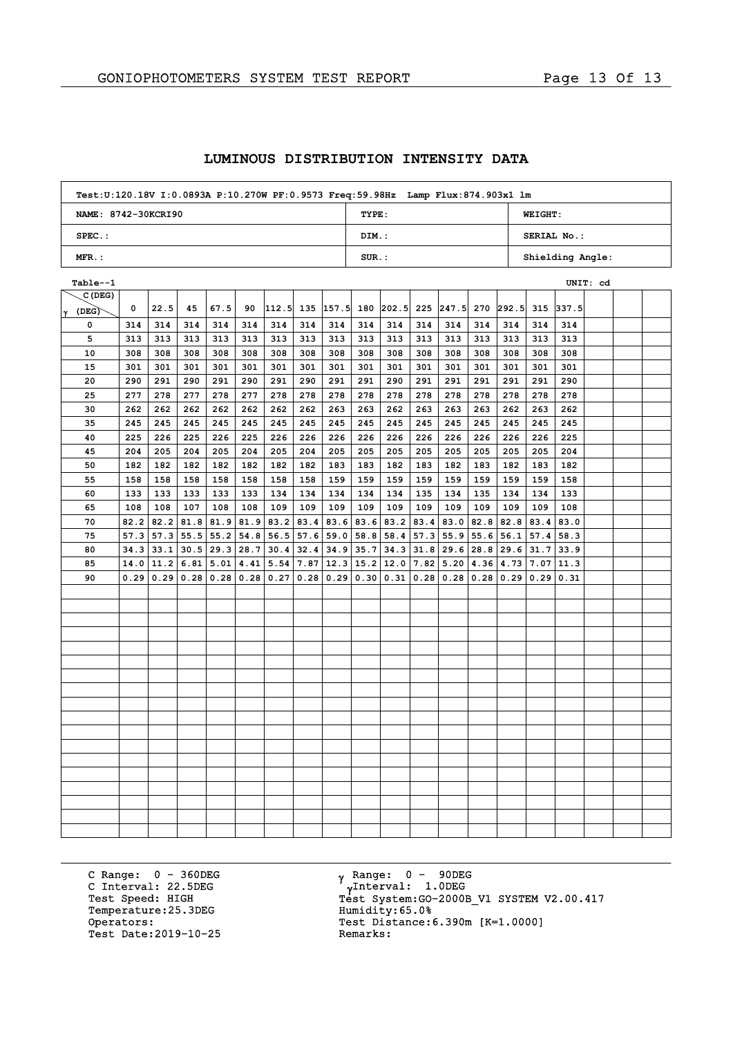## LUMINOUS DISTRIBUTION INTENSITY DATA

| Test:U:120.18V I:0.0893A P:10.270W PF:0.9573 Freq:59.98Hz Lamp Flux:874.903x1 lm | | |
|---|---|---|
| NAME: 8742-30KCRI90 | TYPE: | WEIGHT: |
| SPEC.: | DIM.: | SERIAL No.: |
| MFR.: | SUR.: | Shielding Angle: |

Table--1 UNIT: cd

| γ (DEG) \ C (DEG) | 0 | 22.5 | 45 | 67.5 | 90 | 112.5 | 135 | 157.5 | 180 | 202.5 | 225 | 247.5 | 270 | 292.5 | 315 | 337.5 |
|---|---|---|---|---|---|---|---|---|---|---|---|---|---|---|---|---|
| 0 | 314 | 314 | 314 | 314 | 314 | 314 | 314 | 314 | 314 | 314 | 314 | 314 | 314 | 314 | 314 | 314 |
| 5 | 313 | 313 | 313 | 313 | 313 | 313 | 313 | 313 | 313 | 313 | 313 | 313 | 313 | 313 | 313 | 313 |
| 10 | 308 | 308 | 308 | 308 | 308 | 308 | 308 | 308 | 308 | 308 | 308 | 308 | 308 | 308 | 308 | 308 |
| 15 | 301 | 301 | 301 | 301 | 301 | 301 | 301 | 301 | 301 | 301 | 301 | 301 | 301 | 301 | 301 | 301 |
| 20 | 290 | 291 | 290 | 291 | 290 | 291 | 290 | 291 | 291 | 290 | 291 | 291 | 291 | 291 | 291 | 290 |
| 25 | 277 | 278 | 277 | 278 | 277 | 278 | 278 | 278 | 278 | 278 | 278 | 278 | 278 | 278 | 278 | 278 |
| 30 | 262 | 262 | 262 | 262 | 262 | 262 | 262 | 263 | 263 | 262 | 263 | 263 | 263 | 262 | 263 | 262 |
| 35 | 245 | 245 | 245 | 245 | 245 | 245 | 245 | 245 | 245 | 245 | 245 | 245 | 245 | 245 | 245 | 245 |
| 40 | 225 | 226 | 225 | 226 | 225 | 226 | 226 | 226 | 226 | 226 | 226 | 226 | 226 | 226 | 226 | 225 |
| 45 | 204 | 205 | 204 | 205 | 204 | 205 | 204 | 205 | 205 | 205 | 205 | 205 | 205 | 205 | 205 | 204 |
| 50 | 182 | 182 | 182 | 182 | 182 | 182 | 182 | 183 | 183 | 182 | 183 | 182 | 183 | 182 | 183 | 182 |
| 55 | 158 | 158 | 158 | 158 | 158 | 158 | 158 | 159 | 159 | 159 | 159 | 159 | 159 | 159 | 159 | 158 |
| 60 | 133 | 133 | 133 | 133 | 133 | 134 | 134 | 134 | 134 | 134 | 135 | 134 | 135 | 134 | 134 | 133 |
| 65 | 108 | 108 | 107 | 108 | 108 | 109 | 109 | 109 | 109 | 109 | 109 | 109 | 109 | 109 | 109 | 108 |
| 70 | 82.2 | 82.2 | 81.8 | 81.9 | 81.9 | 83.2 | 83.4 | 83.6 | 83.6 | 83.2 | 83.4 | 83.0 | 82.8 | 82.8 | 83.4 | 83.0 |
| 75 | 57.3 | 57.3 | 55.5 | 55.2 | 54.8 | 56.5 | 57.6 | 59.0 | 58.8 | 58.4 | 57.3 | 55.9 | 55.6 | 56.1 | 57.4 | 58.3 |
| 80 | 34.3 | 33.1 | 30.5 | 29.3 | 28.7 | 30.4 | 32.4 | 34.9 | 35.7 | 34.3 | 31.8 | 29.6 | 28.8 | 29.6 | 31.7 | 33.9 |
| 85 | 14.0 | 11.2 | 6.81 | 5.01 | 4.41 | 5.54 | 7.87 | 12.3 | 15.2 | 12.0 | 7.82 | 5.20 | 4.36 | 4.73 | 7.07 | 11.3 |
| 90 | 0.29 | 0.29 | 0.28 | 0.28 | 0.28 | 0.27 | 0.28 | 0.29 | 0.30 | 0.31 | 0.28 | 0.28 | 0.28 | 0.29 | 0.29 | 0.31 |

C Range: 0 - 360DEG
C Interval: 22.5DEG
Test Speed: HIGH
Temperature:25.3DEG
Operators:
Test Date:2019-10-25

γ Range: 0 - 90DEG
γ Interval: 1.0DEG
Test System:GO-2000B_V1 SYSTEM V2.00.417
Humidity:65.0%
Test Distance:6.390m [K=1.0000]
Remarks: